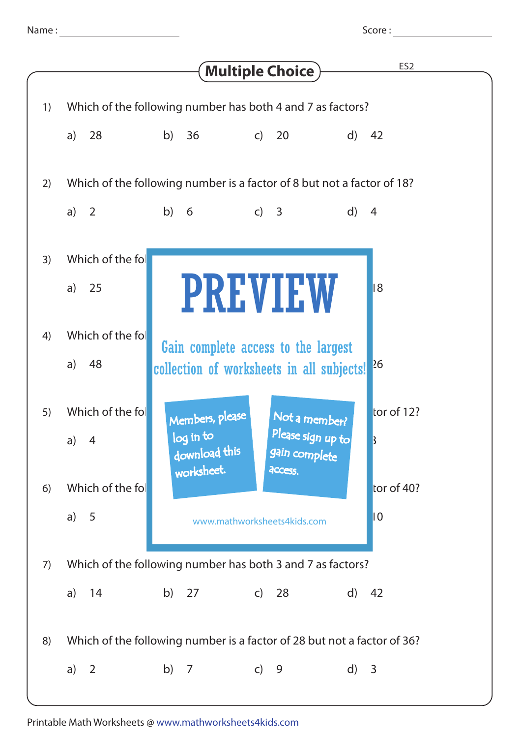Name : ____________________ Score : ____________________

# Multiple Choice

ES2

1) Which of the following number has both 4 and 7 as factors?

a) 28 b) 36 c) 20 d) 42

2) Which of the following number is a factor of 8 but not a factor of 18?

a) 2 b) 6 c) 3 d) 4

3) Which of the fol

a) 25 18

4) Which of the fol

a) 48 26

5) Which of the fol tor of 12?

a) 4 3

6) Which of the fol tor of 40?

a) 5 10

PREVIEW

Gain complete access to the largest collection of worksheets in all subjects!

Members, please log in to download this worksheet.

Not a member? Please sign up to gain complete access.

www.mathworksheets4kids.com

7) Which of the following number has both 3 and 7 as factors?

a) 14 b) 27 c) 28 d) 42

8) Which of the following number is a factor of 28 but not a factor of 36?

a) 2 b) 7 c) 9 d) 3

Printable Math Worksheets @ www.mathworksheets4kids.com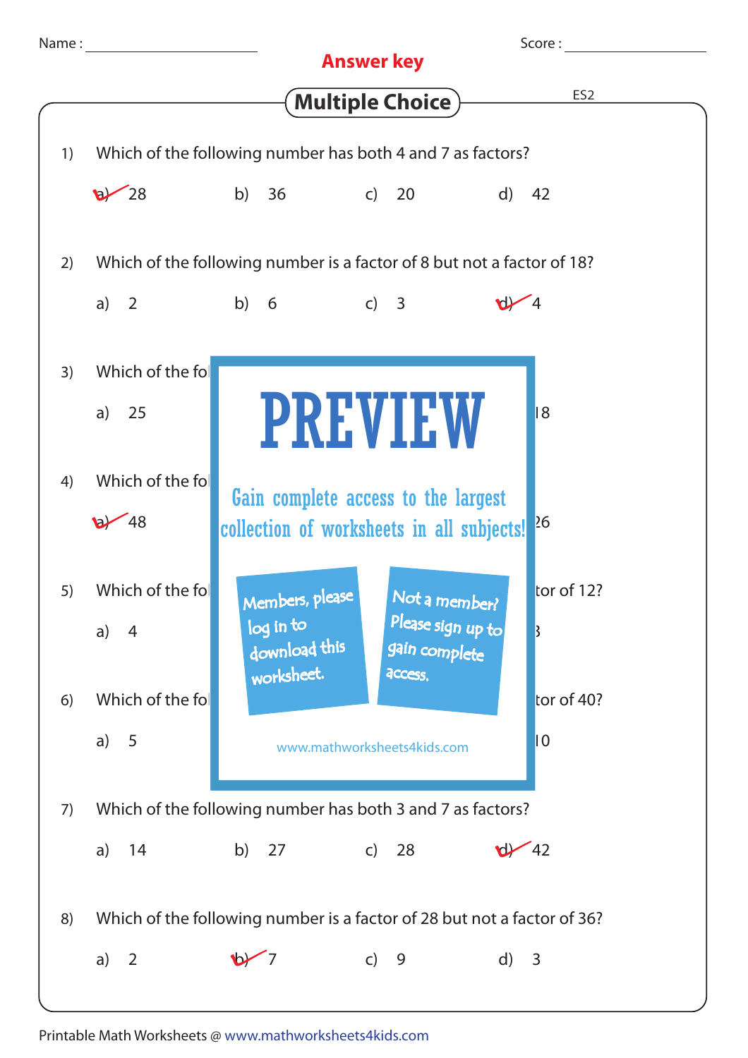Name : ____________________ Score : ____________________

**Answer key**

## Multiple Choice

ES2

1) Which of the following number has both 4 and 7 as factors?

 a) 28 ✓  b) 36  c) 20  d) 42

2) Which of the following number is a factor of 8 but not a factor of 18?

 a) 2  b) 6  c) 3  d) 4 ✓

3) Which of the fo

 a) 25  18

4) Which of the fo

 a) 48 ✓  26

5) Which of the fo tor of 12?

 a) 4  3

6) Which of the fo tor of 40?

 a) 5  10

PREVIEW

Gain complete access to the largest collection of worksheets in all subjects!

Members, please log in to download this worksheet.

Not a member? Please sign up to gain complete access.

www.mathworksheets4kids.com

7) Which of the following number has both 3 and 7 as factors?

 a) 14  b) 27  c) 28  d) 42 ✓

8) Which of the following number is a factor of 28 but not a factor of 36?

 a) 2  b) 7 ✓  c) 9  d) 3

Printable Math Worksheets @ www.mathworksheets4kids.com